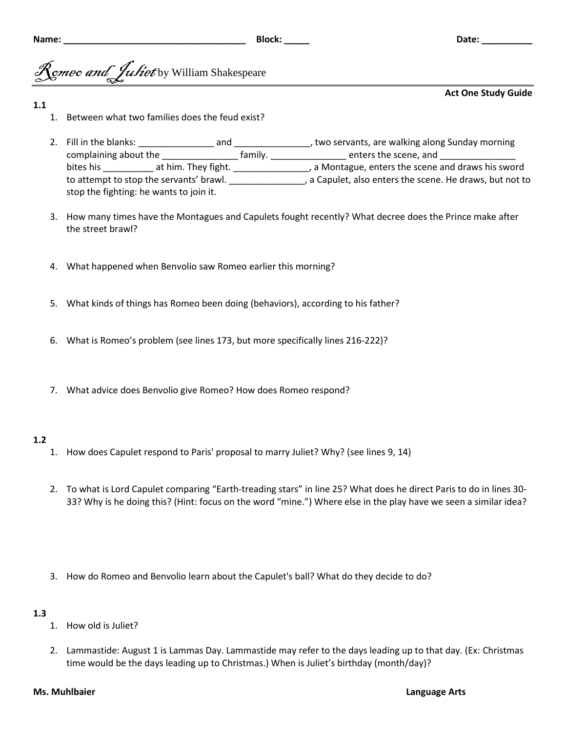Name: ___________________________________ Block: _____ Date: __________

# *Romeo and Juliet* by William Shakespeare

**Act One Study Guide**

**1.1**

1. Between what two families does the feud exist?

2. Fill in the blanks: _______________ and _______________, two servants, are walking along Sunday morning complaining about the _______________ family. _______________ enters the scene, and _______________ bites his __________ at him. They fight. _______________, a Montague, enters the scene and draws his sword to attempt to stop the servants' brawl. _______________, a Capulet, also enters the scene. He draws, but not to stop the fighting: he wants to join it.

3. How many times have the Montagues and Capulets fought recently? What decree does the Prince make after the street brawl?

4. What happened when Benvolio saw Romeo earlier this morning?

5. What kinds of things has Romeo been doing (behaviors), according to his father?

6. What is Romeo's problem (see lines 173, but more specifically lines 216-222)?

7. What advice does Benvolio give Romeo? How does Romeo respond?

**1.2**

1. How does Capulet respond to Paris' proposal to marry Juliet? Why? (see lines 9, 14)

2. To what is Lord Capulet comparing "Earth-treading stars" in line 25? What does he direct Paris to do in lines 30-33? Why is he doing this? (Hint: focus on the word "mine.") Where else in the play have we seen a similar idea?

3. How do Romeo and Benvolio learn about the Capulet's ball? What do they decide to do?

**1.3**

1. How old is Juliet?

2. Lammastide: August 1 is Lammas Day. Lammastide may refer to the days leading up to that day. (Ex: Christmas time would be the days leading up to Christmas.) When is Juliet's birthday (month/day)?

**Ms. Muhlbaier** **Language Arts**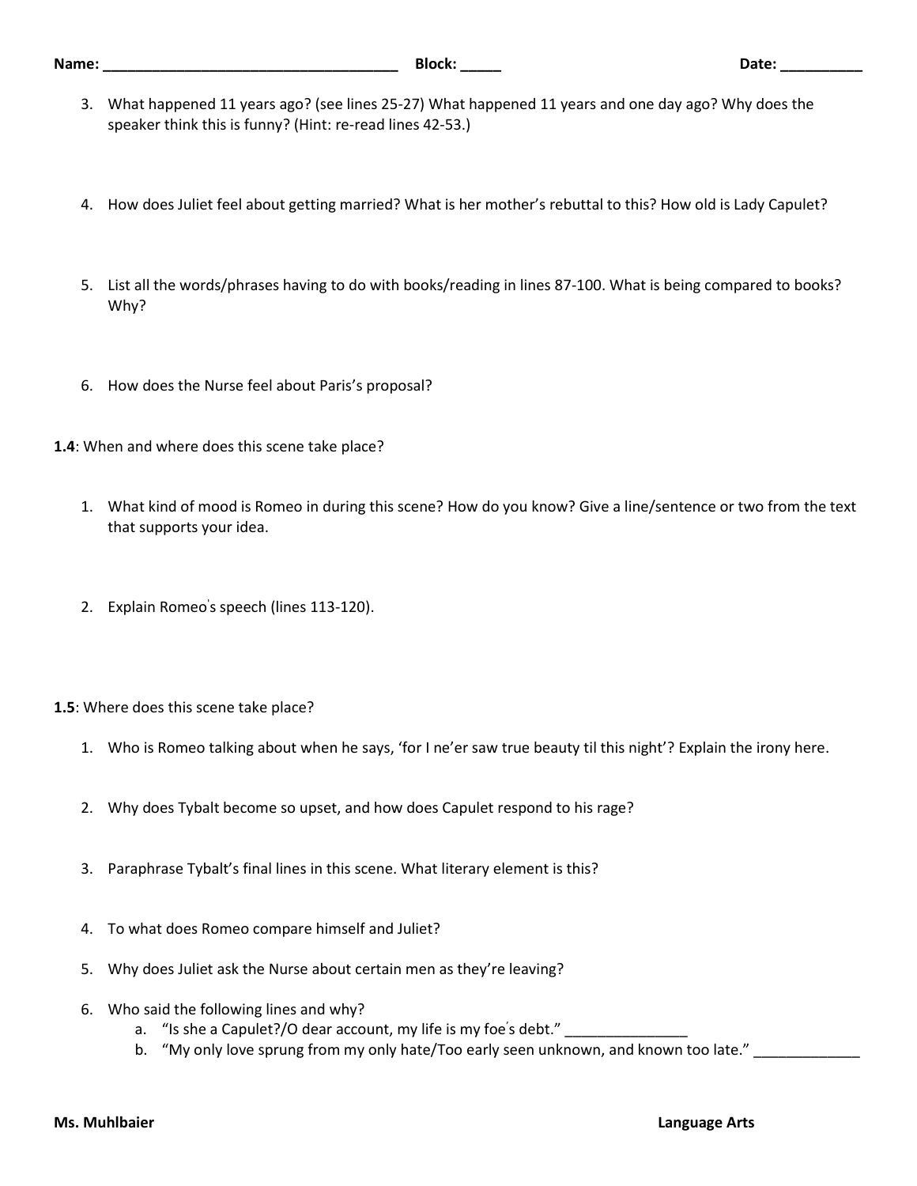Name: ___________________________________ Block: _____ Date: __________

3. What happened 11 years ago? (see lines 25-27) What happened 11 years and one day ago? Why does the speaker think this is funny? (Hint: re-read lines 42-53.)
4. How does Juliet feel about getting married? What is her mother's rebuttal to this? How old is Lady Capulet?
5. List all the words/phrases having to do with books/reading in lines 87-100. What is being compared to books? Why?
6. How does the Nurse feel about Paris's proposal?

**1.4**: When and where does this scene take place?

1. What kind of mood is Romeo in during this scene? How do you know? Give a line/sentence or two from the text that supports your idea.
2. Explain Romeo's speech (lines 113-120).

**1.5**: Where does this scene take place?

1. Who is Romeo talking about when he says, 'for I ne'er saw true beauty til this night'? Explain the irony here.
2. Why does Tybalt become so upset, and how does Capulet respond to his rage?
3. Paraphrase Tybalt's final lines in this scene. What literary element is this?
4. To what does Romeo compare himself and Juliet?
5. Why does Juliet ask the Nurse about certain men as they're leaving?
6. Who said the following lines and why?
   a. "Is she a Capulet?/O dear account, my life is my foe's debt." _______________
   b. "My only love sprung from my only hate/Too early seen unknown, and known too late." _____________

**Ms. Muhlbaier** **Language Arts**